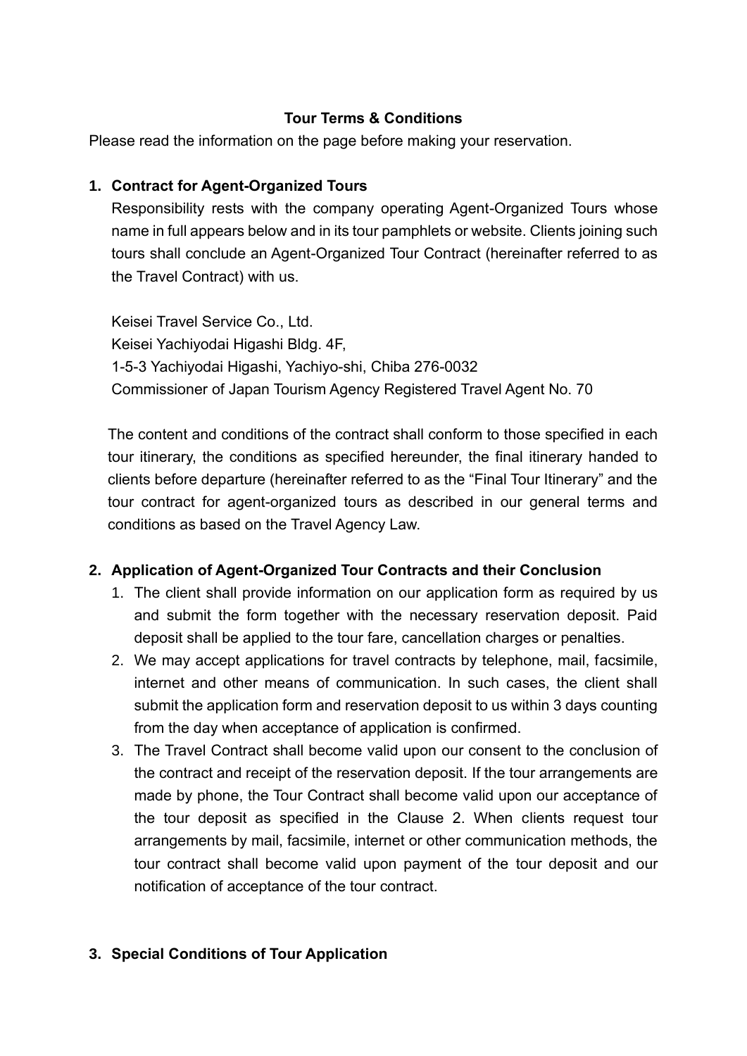**Tour Terms & Conditions**

Please read the information on the page before making your reservation.

1. **Contract for Agent-Organized Tours**

   Responsibility rests with the company operating Agent-Organized Tours whose name in full appears below and in its tour pamphlets or website. Clients joining such tours shall conclude an Agent-Organized Tour Contract (hereinafter referred to as the Travel Contract) with us.

   Keisei Travel Service Co., Ltd.
   Keisei Yachiyodai Higashi Bldg. 4F,
   1-5-3 Yachiyodai Higashi, Yachiyo-shi, Chiba 276-0032
   Commissioner of Japan Tourism Agency Registered Travel Agent No. 70

   The content and conditions of the contract shall conform to those specified in each tour itinerary, the conditions as specified hereunder, the final itinerary handed to clients before departure (hereinafter referred to as the "Final Tour Itinerary" and the tour contract for agent-organized tours as described in our general terms and conditions as based on the Travel Agency Law.

2. **Application of Agent-Organized Tour Contracts and their Conclusion**

   1. The client shall provide information on our application form as required by us and submit the form together with the necessary reservation deposit. Paid deposit shall be applied to the tour fare, cancellation charges or penalties.
   2. We may accept applications for travel contracts by telephone, mail, facsimile, internet and other means of communication. In such cases, the client shall submit the application form and reservation deposit to us within 3 days counting from the day when acceptance of application is confirmed.
   3. The Travel Contract shall become valid upon our consent to the conclusion of the contract and receipt of the reservation deposit. If the tour arrangements are made by phone, the Tour Contract shall become valid upon our acceptance of the tour deposit as specified in the Clause 2. When clients request tour arrangements by mail, facsimile, internet or other communication methods, the tour contract shall become valid upon payment of the tour deposit and our notification of acceptance of the tour contract.

3. **Special Conditions of Tour Application**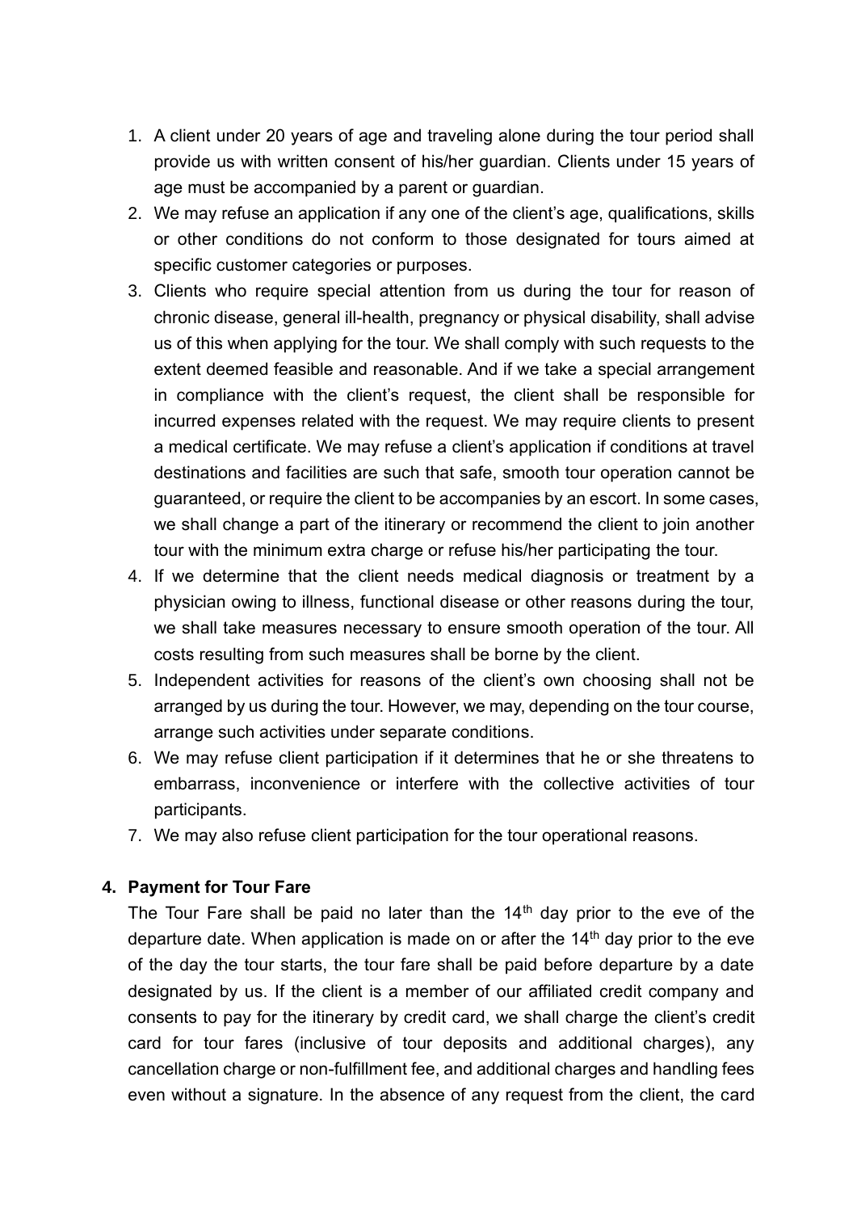1. A client under 20 years of age and traveling alone during the tour period shall provide us with written consent of his/her guardian. Clients under 15 years of age must be accompanied by a parent or guardian.
2. We may refuse an application if any one of the client's age, qualifications, skills or other conditions do not conform to those designated for tours aimed at specific customer categories or purposes.
3. Clients who require special attention from us during the tour for reason of chronic disease, general ill-health, pregnancy or physical disability, shall advise us of this when applying for the tour. We shall comply with such requests to the extent deemed feasible and reasonable. And if we take a special arrangement in compliance with the client's request, the client shall be responsible for incurred expenses related with the request. We may require clients to present a medical certificate. We may refuse a client's application if conditions at travel destinations and facilities are such that safe, smooth tour operation cannot be guaranteed, or require the client to be accompanies by an escort. In some cases, we shall change a part of the itinerary or recommend the client to join another tour with the minimum extra charge or refuse his/her participating the tour.
4. If we determine that the client needs medical diagnosis or treatment by a physician owing to illness, functional disease or other reasons during the tour, we shall take measures necessary to ensure smooth operation of the tour. All costs resulting from such measures shall be borne by the client.
5. Independent activities for reasons of the client's own choosing shall not be arranged by us during the tour. However, we may, depending on the tour course, arrange such activities under separate conditions.
6. We may refuse client participation if it determines that he or she threatens to embarrass, inconvenience or interfere with the collective activities of tour participants.
7. We may also refuse client participation for the tour operational reasons.

## 4. Payment for Tour Fare

The Tour Fare shall be paid no later than the 14th day prior to the eve of the departure date. When application is made on or after the 14th day prior to the eve of the day the tour starts, the tour fare shall be paid before departure by a date designated by us. If the client is a member of our affiliated credit company and consents to pay for the itinerary by credit card, we shall charge the client's credit card for tour fares (inclusive of tour deposits and additional charges), any cancellation charge or non-fulfillment fee, and additional charges and handling fees even without a signature. In the absence of any request from the client, the card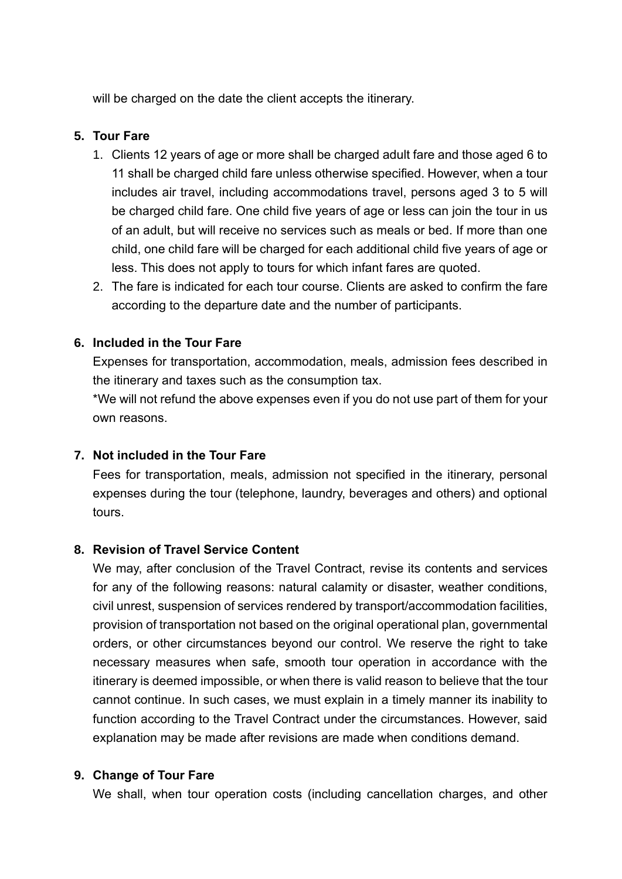will be charged on the date the client accepts the itinerary.

5. **Tour Fare**
   1. Clients 12 years of age or more shall be charged adult fare and those aged 6 to 11 shall be charged child fare unless otherwise specified. However, when a tour includes air travel, including accommodations travel, persons aged 3 to 5 will be charged child fare. One child five years of age or less can join the tour in us of an adult, but will receive no services such as meals or bed. If more than one child, one child fare will be charged for each additional child five years of age or less. This does not apply to tours for which infant fares are quoted.
   2. The fare is indicated for each tour course. Clients are asked to confirm the fare according to the departure date and the number of participants.

6. **Included in the Tour Fare**

   Expenses for transportation, accommodation, meals, admission fees described in the itinerary and taxes such as the consumption tax.

   *We will not refund the above expenses even if you do not use part of them for your own reasons.

7. **Not included in the Tour Fare**

   Fees for transportation, meals, admission not specified in the itinerary, personal expenses during the tour (telephone, laundry, beverages and others) and optional tours.

8. **Revision of Travel Service Content**

   We may, after conclusion of the Travel Contract, revise its contents and services for any of the following reasons: natural calamity or disaster, weather conditions, civil unrest, suspension of services rendered by transport/accommodation facilities, provision of transportation not based on the original operational plan, governmental orders, or other circumstances beyond our control. We reserve the right to take necessary measures when safe, smooth tour operation in accordance with the itinerary is deemed impossible, or when there is valid reason to believe that the tour cannot continue. In such cases, we must explain in a timely manner its inability to function according to the Travel Contract under the circumstances. However, said explanation may be made after revisions are made when conditions demand.

9. **Change of Tour Fare**

   We shall, when tour operation costs (including cancellation charges, and other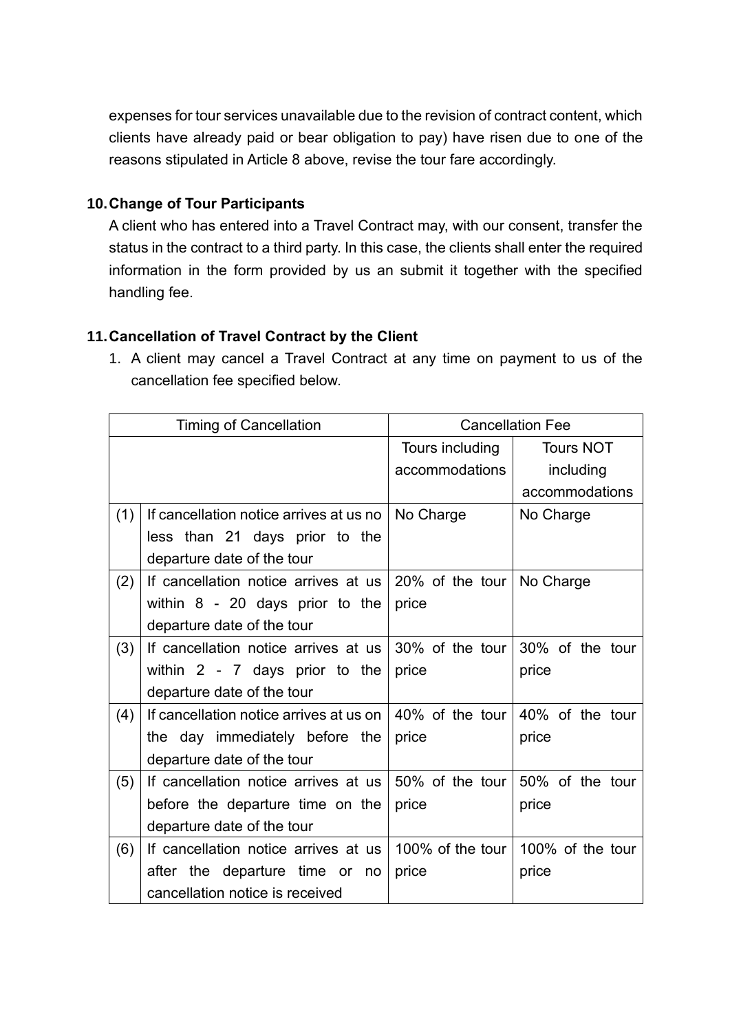expenses for tour services unavailable due to the revision of contract content, which clients have already paid or bear obligation to pay) have risen due to one of the reasons stipulated in Article 8 above, revise the tour fare accordingly.

### 10. Change of Tour Participants

A client who has entered into a Travel Contract may, with our consent, transfer the status in the contract to a third party. In this case, the clients shall enter the required information in the form provided by us an submit it together with the specified handling fee.

### 11. Cancellation of Travel Contract by the Client

1. A client may cancel a Travel Contract at any time on payment to us of the cancellation fee specified below.

| Timing of Cancellation | | Cancellation Fee | |
|---|---|---|---|
| | | Tours including accommodations | Tours NOT including accommodations |
| (1) | If cancellation notice arrives at us no less than 21 days prior to the departure date of the tour | No Charge | No Charge |
| (2) | If cancellation notice arrives at us within 8 - 20 days prior to the departure date of the tour | 20% of the tour price | No Charge |
| (3) | If cancellation notice arrives at us within 2 - 7 days prior to the departure date of the tour | 30% of the tour price | 30% of the tour price |
| (4) | If cancellation notice arrives at us on the day immediately before the departure date of the tour | 40% of the tour price | 40% of the tour price |
| (5) | If cancellation notice arrives at us before the departure time on the departure date of the tour | 50% of the tour price | 50% of the tour price |
| (6) | If cancellation notice arrives at us after the departure time or no cancellation notice is received | 100% of the tour price | 100% of the tour price |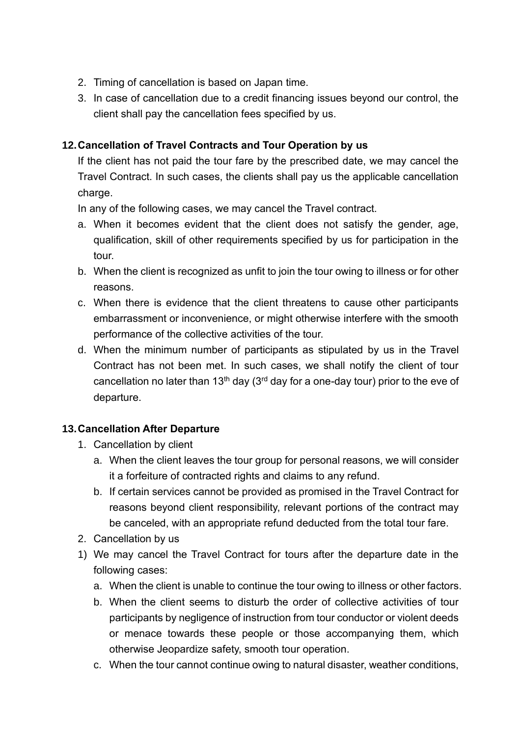2. Timing of cancellation is based on Japan time.
3. In case of cancellation due to a credit financing issues beyond our control, the client shall pay the cancellation fees specified by us.

## 12. Cancellation of Travel Contracts and Tour Operation by us

If the client has not paid the tour fare by the prescribed date, we may cancel the Travel Contract. In such cases, the clients shall pay us the applicable cancellation charge.

In any of the following cases, we may cancel the Travel contract.

a. When it becomes evident that the client does not satisfy the gender, age, qualification, skill of other requirements specified by us for participation in the tour.
b. When the client is recognized as unfit to join the tour owing to illness or for other reasons.
c. When there is evidence that the client threatens to cause other participants embarrassment or inconvenience, or might otherwise interfere with the smooth performance of the collective activities of the tour.
d. When the minimum number of participants as stipulated by us in the Travel Contract has not been met. In such cases, we shall notify the client of tour cancellation no later than 13th day (3rd day for a one-day tour) prior to the eve of departure.

## 13. Cancellation After Departure

1. Cancellation by client
   a. When the client leaves the tour group for personal reasons, we will consider it a forfeiture of contracted rights and claims to any refund.
   b. If certain services cannot be provided as promised in the Travel Contract for reasons beyond client responsibility, relevant portions of the contract may be canceled, with an appropriate refund deducted from the total tour fare.
2. Cancellation by us

1) We may cancel the Travel Contract for tours after the departure date in the following cases:
   a. When the client is unable to continue the tour owing to illness or other factors.
   b. When the client seems to disturb the order of collective activities of tour participants by negligence of instruction from tour conductor or violent deeds or menace towards these people or those accompanying them, which otherwise Jeopardize safety, smooth tour operation.
   c. When the tour cannot continue owing to natural disaster, weather conditions,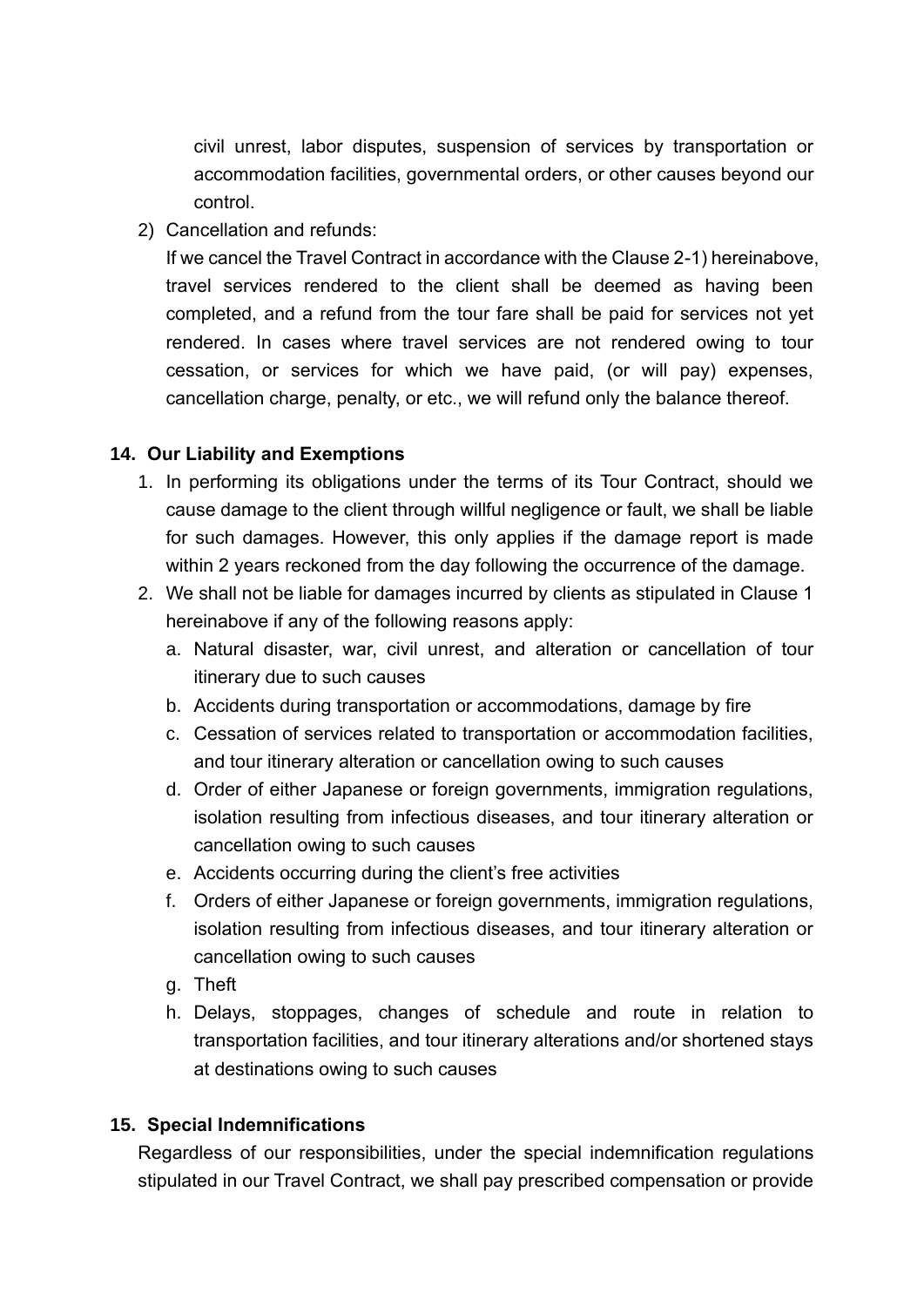civil unrest, labor disputes, suspension of services by transportation or accommodation facilities, governmental orders, or other causes beyond our control.

2) Cancellation and refunds:
   If we cancel the Travel Contract in accordance with the Clause 2-1) hereinabove, travel services rendered to the client shall be deemed as having been completed, and a refund from the tour fare shall be paid for services not yet rendered. In cases where travel services are not rendered owing to tour cessation, or services for which we have paid, (or will pay) expenses, cancellation charge, penalty, or etc., we will refund only the balance thereof.

### 14. Our Liability and Exemptions

1. In performing its obligations under the terms of its Tour Contract, should we cause damage to the client through willful negligence or fault, we shall be liable for such damages. However, this only applies if the damage report is made within 2 years reckoned from the day following the occurrence of the damage.
2. We shall not be liable for damages incurred by clients as stipulated in Clause 1 hereinabove if any of the following reasons apply:
   a. Natural disaster, war, civil unrest, and alteration or cancellation of tour itinerary due to such causes
   b. Accidents during transportation or accommodations, damage by fire
   c. Cessation of services related to transportation or accommodation facilities, and tour itinerary alteration or cancellation owing to such causes
   d. Order of either Japanese or foreign governments, immigration regulations, isolation resulting from infectious diseases, and tour itinerary alteration or cancellation owing to such causes
   e. Accidents occurring during the client's free activities
   f. Orders of either Japanese or foreign governments, immigration regulations, isolation resulting from infectious diseases, and tour itinerary alteration or cancellation owing to such causes
   g. Theft
   h. Delays, stoppages, changes of schedule and route in relation to transportation facilities, and tour itinerary alterations and/or shortened stays at destinations owing to such causes

### 15. Special Indemnifications

Regardless of our responsibilities, under the special indemnification regulations stipulated in our Travel Contract, we shall pay prescribed compensation or provide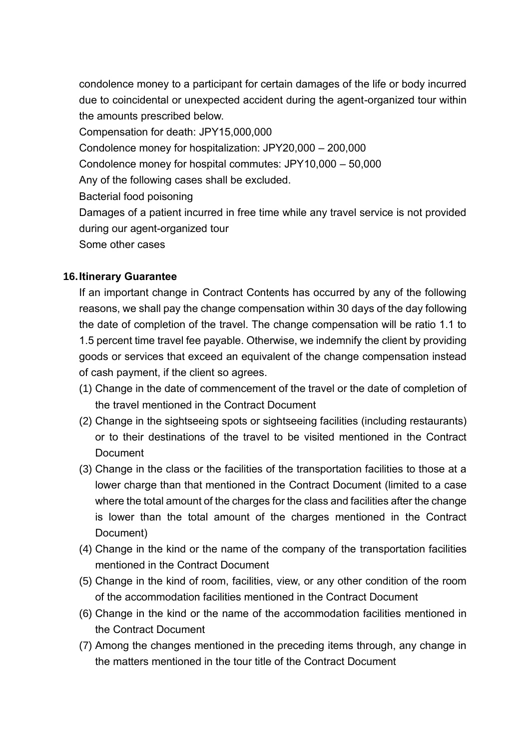condolence money to a participant for certain damages of the life or body incurred due to coincidental or unexpected accident during the agent-organized tour within the amounts prescribed below.

Compensation for death: JPY15,000,000

Condolence money for hospitalization: JPY20,000 – 200,000

Condolence money for hospital commutes: JPY10,000 – 50,000

Any of the following cases shall be excluded.

Bacterial food poisoning

Damages of a patient incurred in free time while any travel service is not provided during our agent-organized tour

Some other cases

## 16. Itinerary Guarantee

If an important change in Contract Contents has occurred by any of the following reasons, we shall pay the change compensation within 30 days of the day following the date of completion of the travel. The change compensation will be ratio 1.1 to 1.5 percent time travel fee payable. Otherwise, we indemnify the client by providing goods or services that exceed an equivalent of the change compensation instead of cash payment, if the client so agrees.

(1) Change in the date of commencement of the travel or the date of completion of the travel mentioned in the Contract Document

(2) Change in the sightseeing spots or sightseeing facilities (including restaurants) or to their destinations of the travel to be visited mentioned in the Contract Document

(3) Change in the class or the facilities of the transportation facilities to those at a lower charge than that mentioned in the Contract Document (limited to a case where the total amount of the charges for the class and facilities after the change is lower than the total amount of the charges mentioned in the Contract Document)

(4) Change in the kind or the name of the company of the transportation facilities mentioned in the Contract Document

(5) Change in the kind of room, facilities, view, or any other condition of the room of the accommodation facilities mentioned in the Contract Document

(6) Change in the kind or the name of the accommodation facilities mentioned in the Contract Document

(7) Among the changes mentioned in the preceding items through, any change in the matters mentioned in the tour title of the Contract Document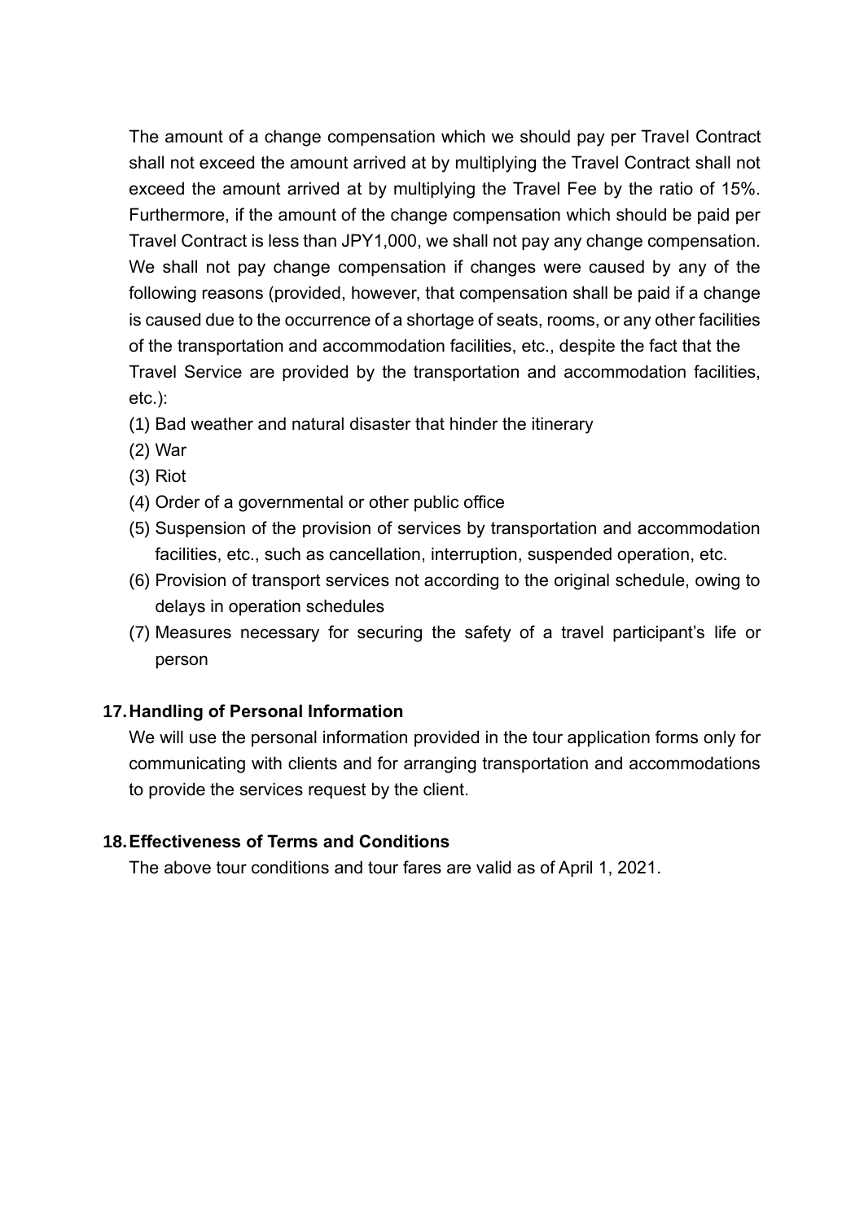The amount of a change compensation which we should pay per Travel Contract shall not exceed the amount arrived at by multiplying the Travel Contract shall not exceed the amount arrived at by multiplying the Travel Fee by the ratio of 15%. Furthermore, if the amount of the change compensation which should be paid per Travel Contract is less than JPY1,000, we shall not pay any change compensation. We shall not pay change compensation if changes were caused by any of the following reasons (provided, however, that compensation shall be paid if a change is caused due to the occurrence of a shortage of seats, rooms, or any other facilities of the transportation and accommodation facilities, etc., despite the fact that the Travel Service are provided by the transportation and accommodation facilities, etc.):

(1) Bad weather and natural disaster that hinder the itinerary
(2) War
(3) Riot
(4) Order of a governmental or other public office
(5) Suspension of the provision of services by transportation and accommodation facilities, etc., such as cancellation, interruption, suspended operation, etc.
(6) Provision of transport services not according to the original schedule, owing to delays in operation schedules
(7) Measures necessary for securing the safety of a travel participant's life or person

## 17. Handling of Personal Information

We will use the personal information provided in the tour application forms only for communicating with clients and for arranging transportation and accommodations to provide the services request by the client.

## 18. Effectiveness of Terms and Conditions

The above tour conditions and tour fares are valid as of April 1, 2021.